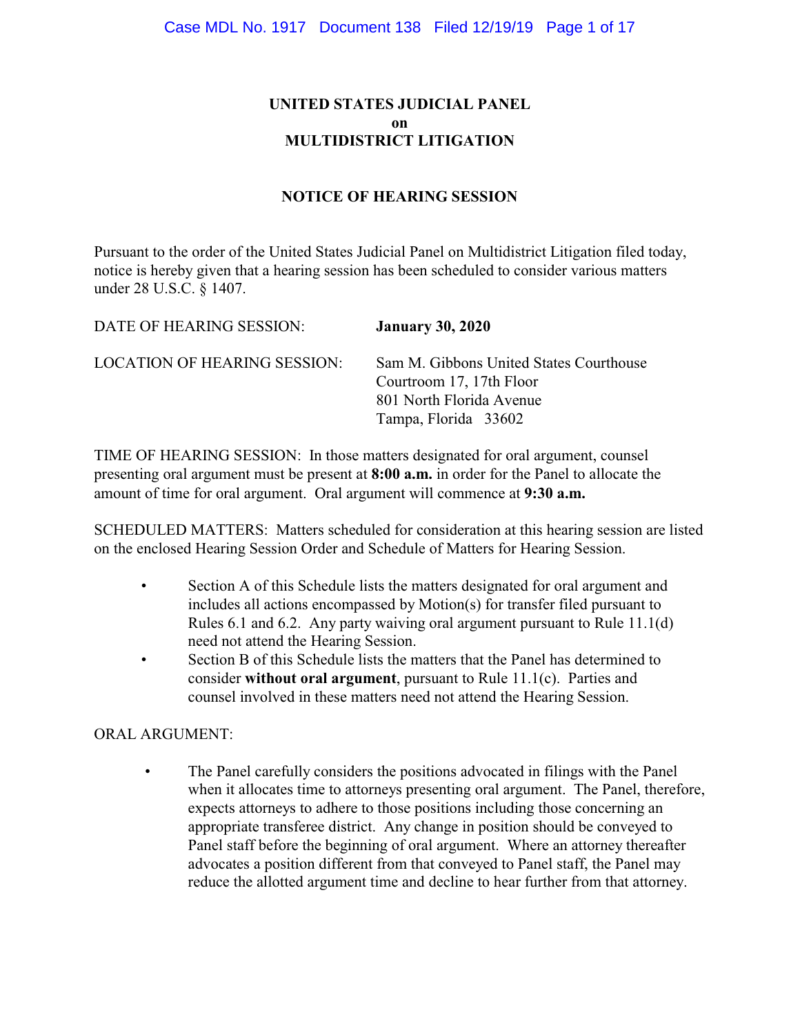# UNITED STATES JUDICIAL PANEL
# on
# MULTIDISTRICT LITIGATION

## NOTICE OF HEARING SESSION

Pursuant to the order of the United States Judicial Panel on Multidistrict Litigation filed today, notice is hereby given that a hearing session has been scheduled to consider various matters under 28 U.S.C. § 1407.

DATE OF HEARING SESSION: **January 30, 2020**

LOCATION OF HEARING SESSION: Sam M. Gibbons United States Courthouse
Courtroom 17, 17th Floor
801 North Florida Avenue
Tampa, Florida 33602

TIME OF HEARING SESSION: In those matters designated for oral argument, counsel presenting oral argument must be present at **8:00 a.m.** in order for the Panel to allocate the amount of time for oral argument. Oral argument will commence at **9:30 a.m.**

SCHEDULED MATTERS: Matters scheduled for consideration at this hearing session are listed on the enclosed Hearing Session Order and Schedule of Matters for Hearing Session.

- Section A of this Schedule lists the matters designated for oral argument and includes all actions encompassed by Motion(s) for transfer filed pursuant to Rules 6.1 and 6.2. Any party waiving oral argument pursuant to Rule 11.1(d) need not attend the Hearing Session.
- Section B of this Schedule lists the matters that the Panel has determined to consider **without oral argument**, pursuant to Rule 11.1(c). Parties and counsel involved in these matters need not attend the Hearing Session.

ORAL ARGUMENT:

- The Panel carefully considers the positions advocated in filings with the Panel when it allocates time to attorneys presenting oral argument. The Panel, therefore, expects attorneys to adhere to those positions including those concerning an appropriate transferee district. Any change in position should be conveyed to Panel staff before the beginning of oral argument. Where an attorney thereafter advocates a position different from that conveyed to Panel staff, the Panel may reduce the allotted argument time and decline to hear further from that attorney.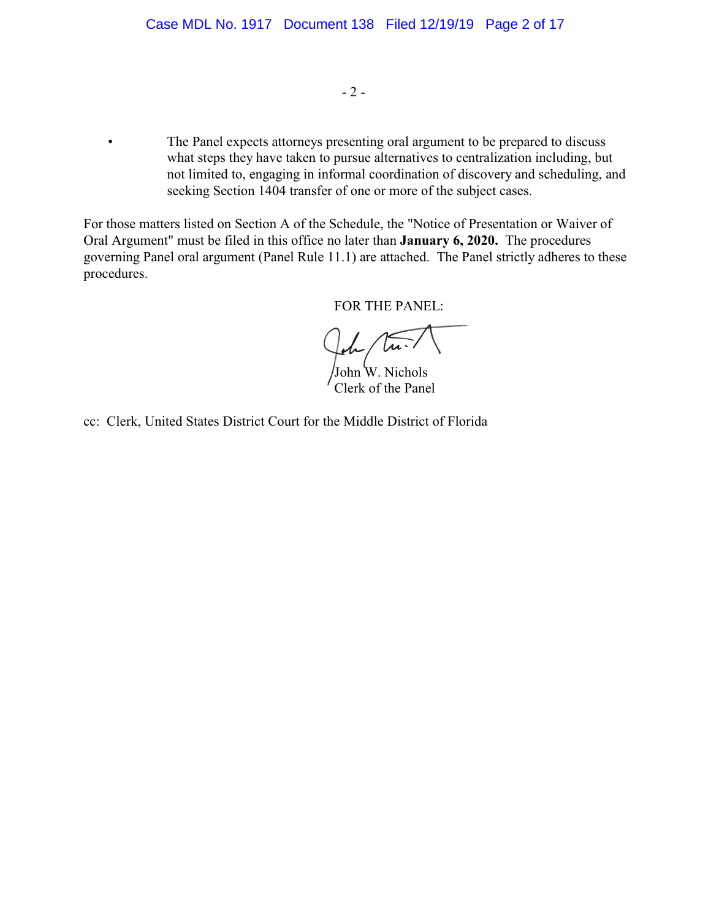- The Panel expects attorneys presenting oral argument to be prepared to discuss what steps they have taken to pursue alternatives to centralization including, but not limited to, engaging in informal coordination of discovery and scheduling, and seeking Section 1404 transfer of one or more of the subject cases.

For those matters listed on Section A of the Schedule, the "Notice of Presentation or Waiver of Oral Argument" must be filed in this office no later than **January 6, 2020.** The procedures governing Panel oral argument (Panel Rule 11.1) are attached. The Panel strictly adheres to these procedures.

FOR THE PANEL:

John W. Nichols
Clerk of the Panel

cc: Clerk, United States District Court for the Middle District of Florida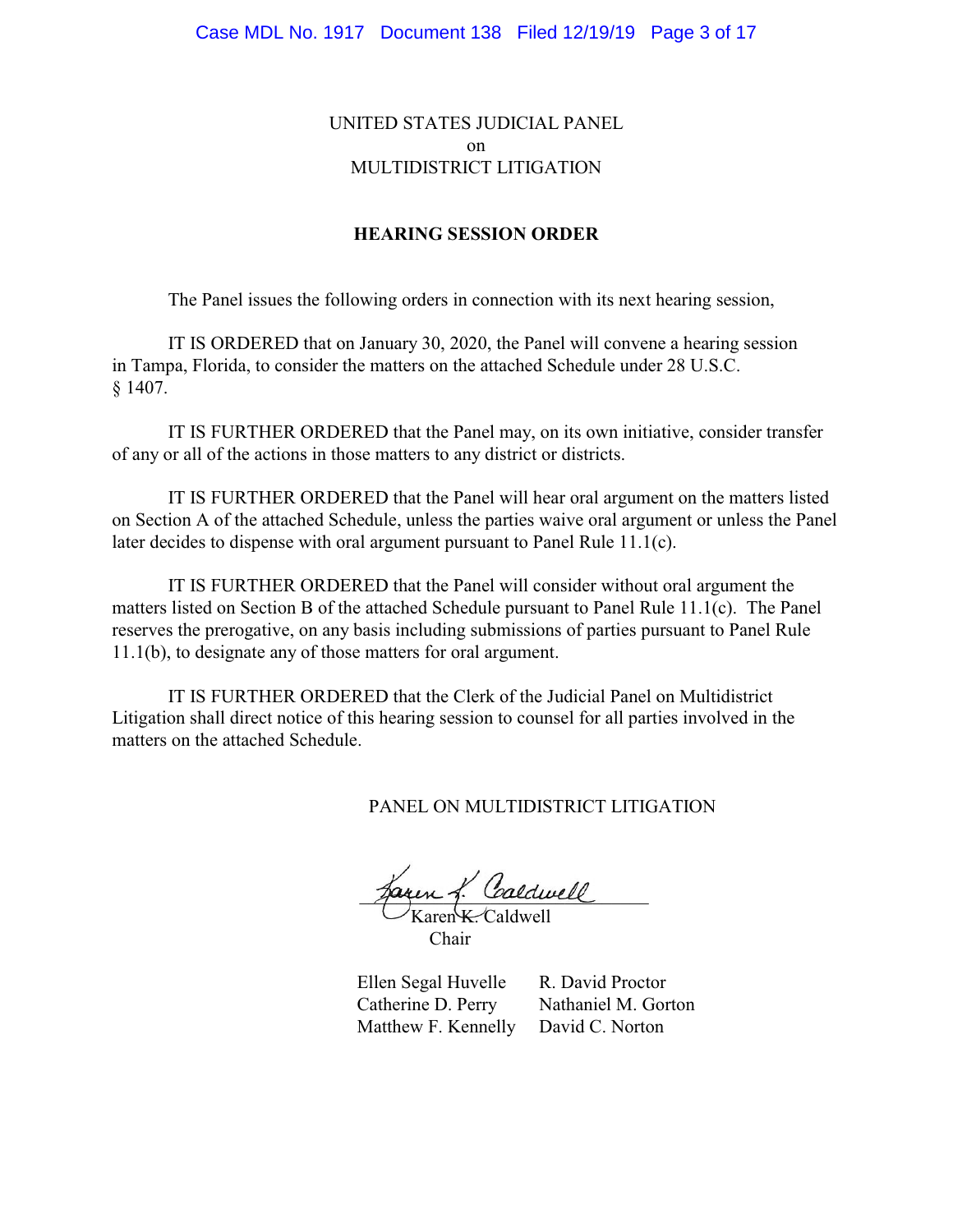UNITED STATES JUDICIAL PANEL
on
MULTIDISTRICT LITIGATION

**HEARING SESSION ORDER**

The Panel issues the following orders in connection with its next hearing session,

IT IS ORDERED that on January 30, 2020, the Panel will convene a hearing session in Tampa, Florida, to consider the matters on the attached Schedule under 28 U.S.C. § 1407.

IT IS FURTHER ORDERED that the Panel may, on its own initiative, consider transfer of any or all of the actions in those matters to any district or districts.

IT IS FURTHER ORDERED that the Panel will hear oral argument on the matters listed on Section A of the attached Schedule, unless the parties waive oral argument or unless the Panel later decides to dispense with oral argument pursuant to Panel Rule 11.1(c).

IT IS FURTHER ORDERED that the Panel will consider without oral argument the matters listed on Section B of the attached Schedule pursuant to Panel Rule 11.1(c). The Panel reserves the prerogative, on any basis including submissions of parties pursuant to Panel Rule 11.1(b), to designate any of those matters for oral argument.

IT IS FURTHER ORDERED that the Clerk of the Judicial Panel on Multidistrict Litigation shall direct notice of this hearing session to counsel for all parties involved in the matters on the attached Schedule.

PANEL ON MULTIDISTRICT LITIGATION

Karen K. Caldwell
Chair

Ellen Segal Huvelle    R. David Proctor
Catherine D. Perry    Nathaniel M. Gorton
Matthew F. Kennelly    David C. Norton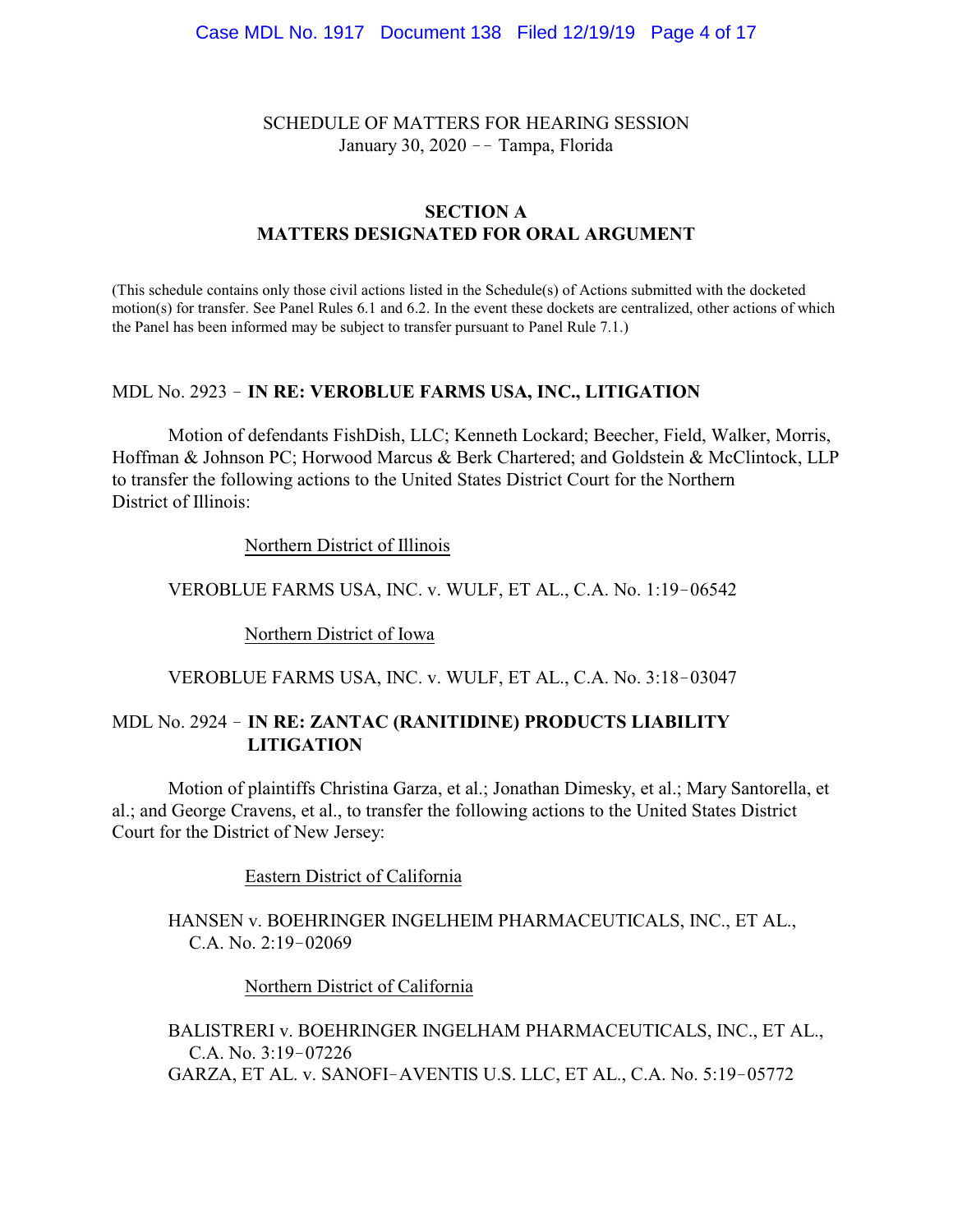SCHEDULE OF MATTERS FOR HEARING SESSION
January 30, 2020 -- Tampa, Florida

## SECTION A
## MATTERS DESIGNATED FOR ORAL ARGUMENT

(This schedule contains only those civil actions listed in the Schedule(s) of Actions submitted with the docketed motion(s) for transfer. See Panel Rules 6.1 and 6.2. In the event these dockets are centralized, other actions of which the Panel has been informed may be subject to transfer pursuant to Panel Rule 7.1.)

### MDL No. 2923 - **IN RE: VEROBLUE FARMS USA, INC., LITIGATION**

Motion of defendants FishDish, LLC; Kenneth Lockard; Beecher, Field, Walker, Morris, Hoffman & Johnson PC; Horwood Marcus & Berk Chartered; and Goldstein & McClintock, LLP to transfer the following actions to the United States District Court for the Northern District of Illinois:

Northern District of Illinois

VEROBLUE FARMS USA, INC. v. WULF, ET AL., C.A. No. 1:19-06542

Northern District of Iowa

VEROBLUE FARMS USA, INC. v. WULF, ET AL., C.A. No. 3:18-03047

### MDL No. 2924 - **IN RE: ZANTAC (RANITIDINE) PRODUCTS LIABILITY LITIGATION**

Motion of plaintiffs Christina Garza, et al.; Jonathan Dimesky, et al.; Mary Santorella, et al.; and George Cravens, et al., to transfer the following actions to the United States District Court for the District of New Jersey:

Eastern District of California

HANSEN v. BOEHRINGER INGELHEIM PHARMACEUTICALS, INC., ET AL., C.A. No. 2:19-02069

Northern District of California

BALISTRERI v. BOEHRINGER INGELHAM PHARMACEUTICALS, INC., ET AL., C.A. No. 3:19-07226
GARZA, ET AL. v. SANOFI-AVENTIS U.S. LLC, ET AL., C.A. No. 5:19-05772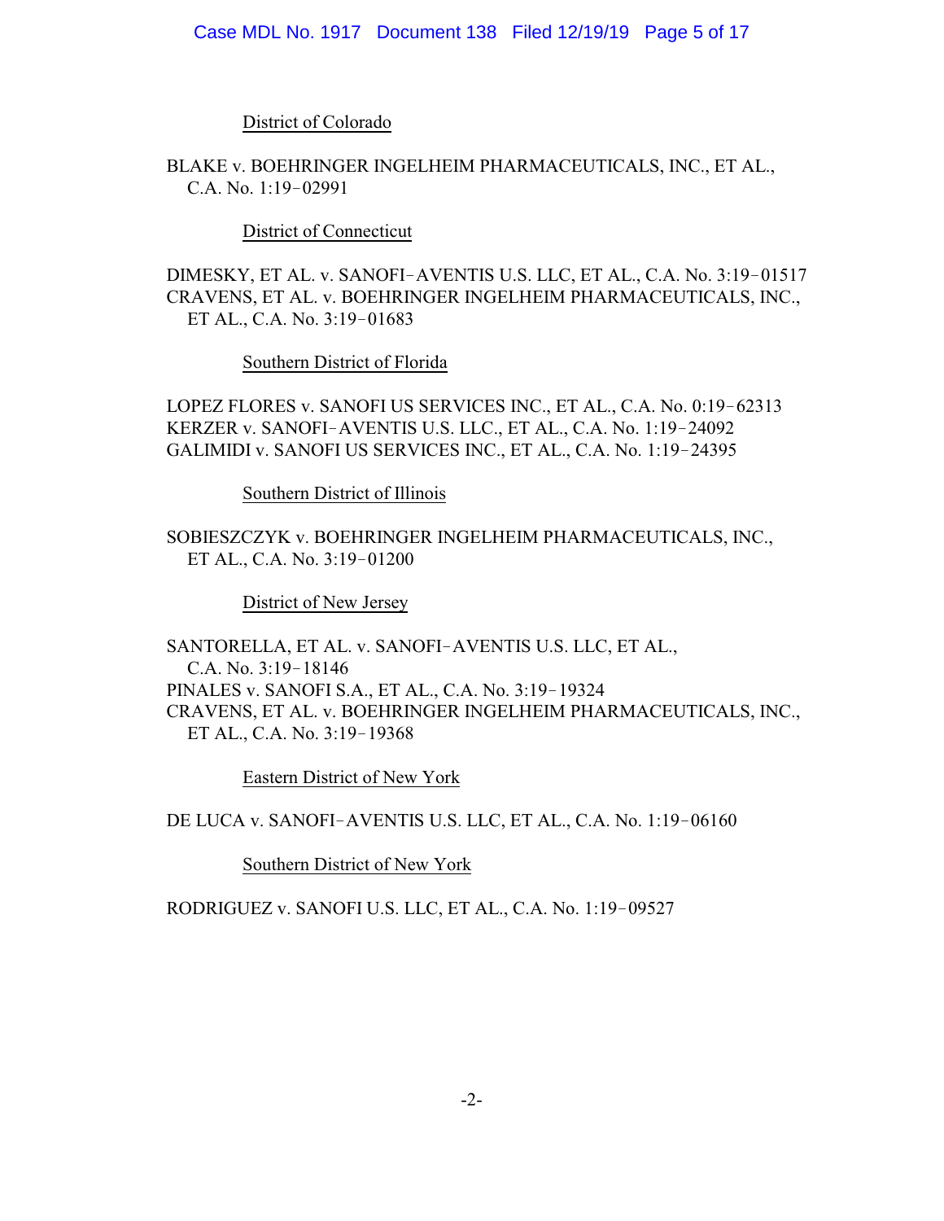District of Colorado

BLAKE v. BOEHRINGER INGELHEIM PHARMACEUTICALS, INC., ET AL., C.A. No. 1:19‑02991

District of Connecticut

DIMESKY, ET AL. v. SANOFI‑AVENTIS U.S. LLC, ET AL., C.A. No. 3:19‑01517
CRAVENS, ET AL. v. BOEHRINGER INGELHEIM PHARMACEUTICALS, INC., ET AL., C.A. No. 3:19‑01683

Southern District of Florida

LOPEZ FLORES v. SANOFI US SERVICES INC., ET AL., C.A. No. 0:19‑62313
KERZER v. SANOFI‑AVENTIS U.S. LLC., ET AL., C.A. No. 1:19‑24092
GALIMIDI v. SANOFI US SERVICES INC., ET AL., C.A. No. 1:19‑24395

Southern District of Illinois

SOBIESZCZYK v. BOEHRINGER INGELHEIM PHARMACEUTICALS, INC., ET AL., C.A. No. 3:19‑01200

District of New Jersey

SANTORELLA, ET AL. v. SANOFI‑AVENTIS U.S. LLC, ET AL., C.A. No. 3:19‑18146
PINALES v. SANOFI S.A., ET AL., C.A. No. 3:19‑19324
CRAVENS, ET AL. v. BOEHRINGER INGELHEIM PHARMACEUTICALS, INC., ET AL., C.A. No. 3:19‑19368

Eastern District of New York

DE LUCA v. SANOFI‑AVENTIS U.S. LLC, ET AL., C.A. No. 1:19‑06160

Southern District of New York

RODRIGUEZ v. SANOFI U.S. LLC, ET AL., C.A. No. 1:19‑09527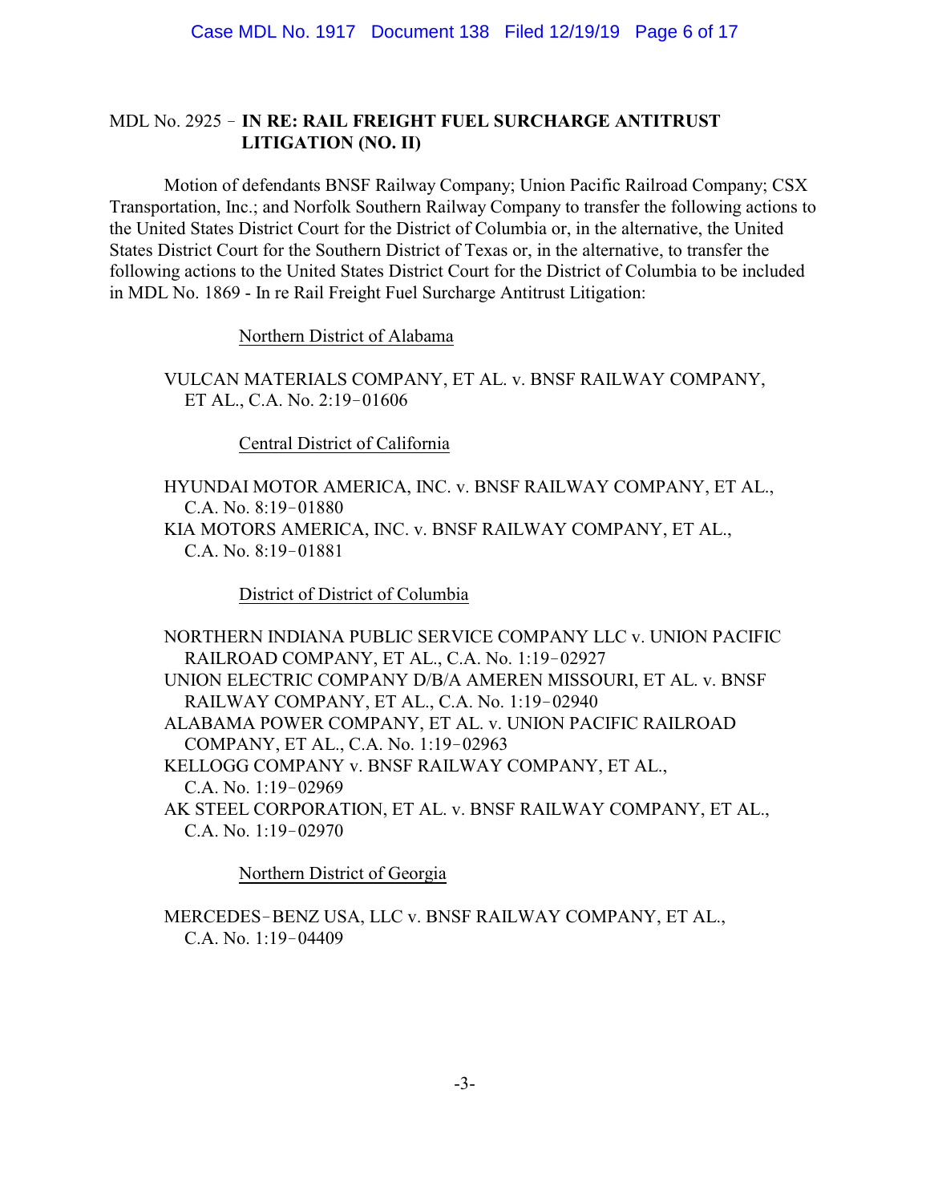MDL No. 2925 – **IN RE: RAIL FREIGHT FUEL SURCHARGE ANTITRUST LITIGATION (NO. II)**

Motion of defendants BNSF Railway Company; Union Pacific Railroad Company; CSX Transportation, Inc.; and Norfolk Southern Railway Company to transfer the following actions to the United States District Court for the District of Columbia or, in the alternative, the United States District Court for the Southern District of Texas or, in the alternative, to transfer the following actions to the United States District Court for the District of Columbia to be included in MDL No. 1869 - In re Rail Freight Fuel Surcharge Antitrust Litigation:

Northern District of Alabama

VULCAN MATERIALS COMPANY, ET AL. v. BNSF RAILWAY COMPANY, ET AL., C.A. No. 2:19–01606

Central District of California

HYUNDAI MOTOR AMERICA, INC. v. BNSF RAILWAY COMPANY, ET AL., C.A. No. 8:19–01880

KIA MOTORS AMERICA, INC. v. BNSF RAILWAY COMPANY, ET AL., C.A. No. 8:19–01881

District of District of Columbia

NORTHERN INDIANA PUBLIC SERVICE COMPANY LLC v. UNION PACIFIC RAILROAD COMPANY, ET AL., C.A. No. 1:19–02927

UNION ELECTRIC COMPANY D/B/A AMEREN MISSOURI, ET AL. v. BNSF RAILWAY COMPANY, ET AL., C.A. No. 1:19–02940

ALABAMA POWER COMPANY, ET AL. v. UNION PACIFIC RAILROAD COMPANY, ET AL., C.A. No. 1:19–02963

KELLOGG COMPANY v. BNSF RAILWAY COMPANY, ET AL., C.A. No. 1:19–02969

AK STEEL CORPORATION, ET AL. v. BNSF RAILWAY COMPANY, ET AL., C.A. No. 1:19–02970

Northern District of Georgia

MERCEDES–BENZ USA, LLC v. BNSF RAILWAY COMPANY, ET AL., C.A. No. 1:19–04409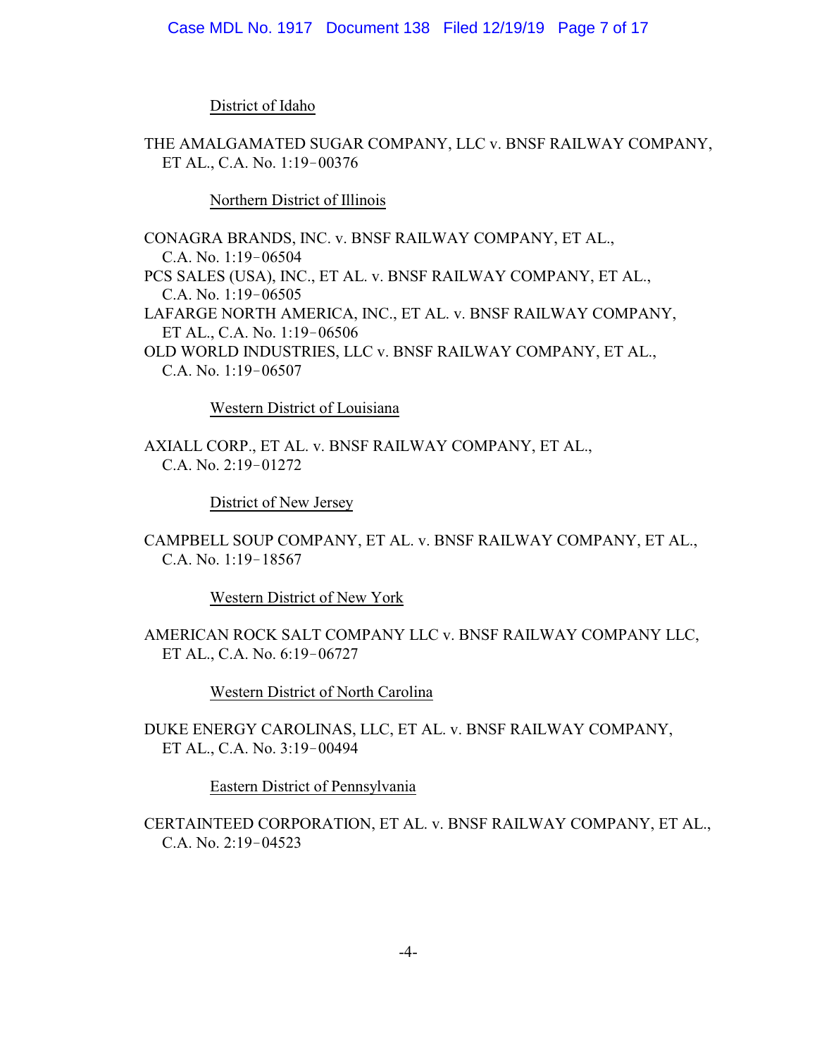District of Idaho

THE AMALGAMATED SUGAR COMPANY, LLC v. BNSF RAILWAY COMPANY, ET AL., C.A. No. 1:19‑00376

Northern District of Illinois

CONAGRA BRANDS, INC. v. BNSF RAILWAY COMPANY, ET AL., C.A. No. 1:19‑06504

PCS SALES (USA), INC., ET AL. v. BNSF RAILWAY COMPANY, ET AL., C.A. No. 1:19‑06505

LAFARGE NORTH AMERICA, INC., ET AL. v. BNSF RAILWAY COMPANY, ET AL., C.A. No. 1:19‑06506

OLD WORLD INDUSTRIES, LLC v. BNSF RAILWAY COMPANY, ET AL., C.A. No. 1:19‑06507

Western District of Louisiana

AXIALL CORP., ET AL. v. BNSF RAILWAY COMPANY, ET AL., C.A. No. 2:19‑01272

District of New Jersey

CAMPBELL SOUP COMPANY, ET AL. v. BNSF RAILWAY COMPANY, ET AL., C.A. No. 1:19‑18567

Western District of New York

AMERICAN ROCK SALT COMPANY LLC v. BNSF RAILWAY COMPANY LLC, ET AL., C.A. No. 6:19‑06727

Western District of North Carolina

DUKE ENERGY CAROLINAS, LLC, ET AL. v. BNSF RAILWAY COMPANY, ET AL., C.A. No. 3:19‑00494

Eastern District of Pennsylvania

CERTAINTEED CORPORATION, ET AL. v. BNSF RAILWAY COMPANY, ET AL., C.A. No. 2:19‑04523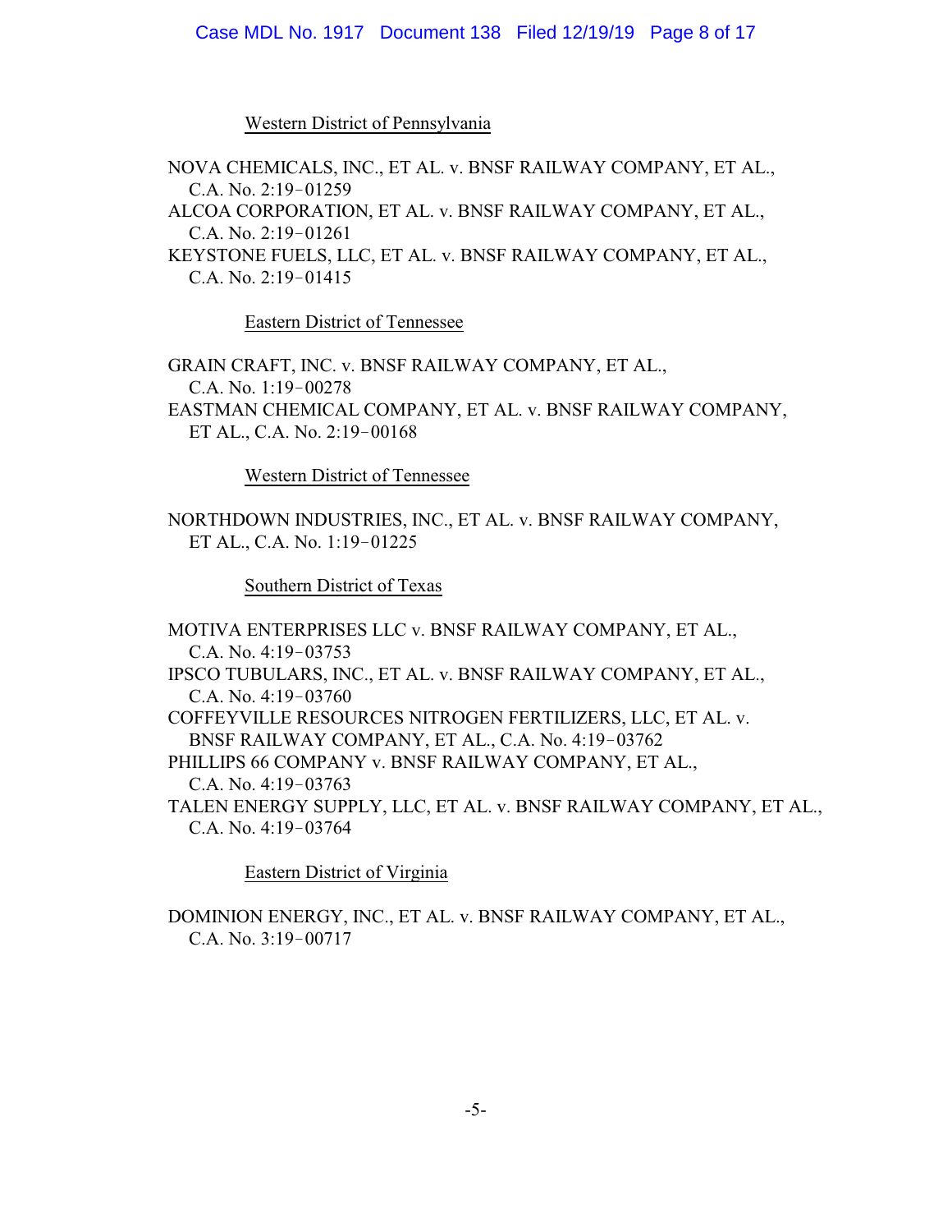Western District of Pennsylvania

NOVA CHEMICALS, INC., ET AL. v. BNSF RAILWAY COMPANY, ET AL., C.A. No. 2:19‑01259

ALCOA CORPORATION, ET AL. v. BNSF RAILWAY COMPANY, ET AL., C.A. No. 2:19‑01261

KEYSTONE FUELS, LLC, ET AL. v. BNSF RAILWAY COMPANY, ET AL., C.A. No. 2:19‑01415

Eastern District of Tennessee

GRAIN CRAFT, INC. v. BNSF RAILWAY COMPANY, ET AL., C.A. No. 1:19‑00278

EASTMAN CHEMICAL COMPANY, ET AL. v. BNSF RAILWAY COMPANY, ET AL., C.A. No. 2:19‑00168

Western District of Tennessee

NORTHDOWN INDUSTRIES, INC., ET AL. v. BNSF RAILWAY COMPANY, ET AL., C.A. No. 1:19‑01225

Southern District of Texas

MOTIVA ENTERPRISES LLC v. BNSF RAILWAY COMPANY, ET AL., C.A. No. 4:19‑03753

IPSCO TUBULARS, INC., ET AL. v. BNSF RAILWAY COMPANY, ET AL., C.A. No. 4:19‑03760

COFFEYVILLE RESOURCES NITROGEN FERTILIZERS, LLC, ET AL. v. BNSF RAILWAY COMPANY, ET AL., C.A. No. 4:19‑03762

PHILLIPS 66 COMPANY v. BNSF RAILWAY COMPANY, ET AL., C.A. No. 4:19‑03763

TALEN ENERGY SUPPLY, LLC, ET AL. v. BNSF RAILWAY COMPANY, ET AL., C.A. No. 4:19‑03764

Eastern District of Virginia

DOMINION ENERGY, INC., ET AL. v. BNSF RAILWAY COMPANY, ET AL., C.A. No. 3:19‑00717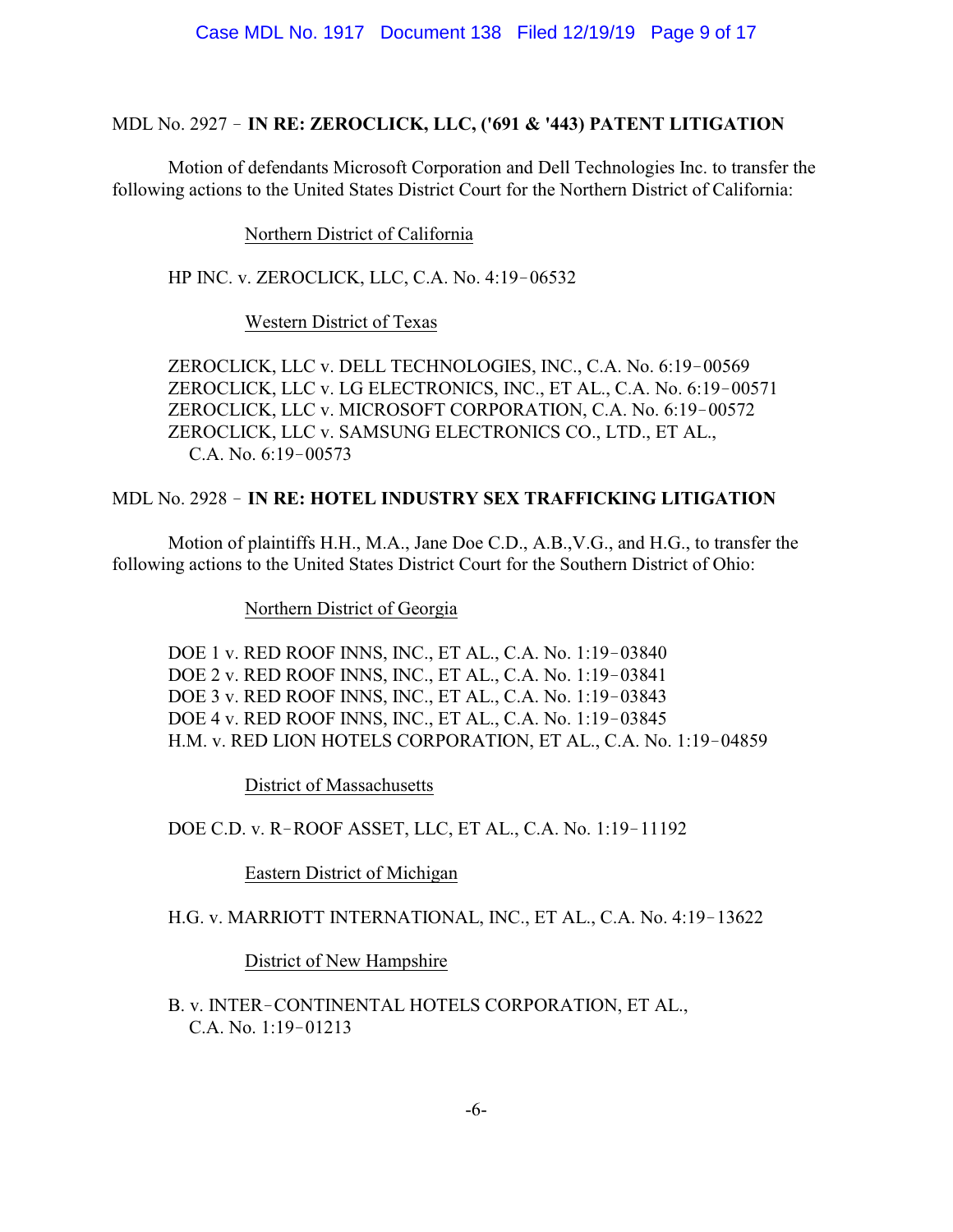MDL No. 2927 – **IN RE: ZEROCLICK, LLC, ('691 & '443) PATENT LITIGATION**

Motion of defendants Microsoft Corporation and Dell Technologies Inc. to transfer the following actions to the United States District Court for the Northern District of California:

Northern District of California

HP INC. v. ZEROCLICK, LLC, C.A. No. 4:19–06532

Western District of Texas

ZEROCLICK, LLC v. DELL TECHNOLOGIES, INC., C.A. No. 6:19–00569
ZEROCLICK, LLC v. LG ELECTRONICS, INC., ET AL., C.A. No. 6:19–00571
ZEROCLICK, LLC v. MICROSOFT CORPORATION, C.A. No. 6:19–00572
ZEROCLICK, LLC v. SAMSUNG ELECTRONICS CO., LTD., ET AL., C.A. No. 6:19–00573

MDL No. 2928 – **IN RE: HOTEL INDUSTRY SEX TRAFFICKING LITIGATION**

Motion of plaintiffs H.H., M.A., Jane Doe C.D., A.B.,V.G., and H.G., to transfer the following actions to the United States District Court for the Southern District of Ohio:

Northern District of Georgia

DOE 1 v. RED ROOF INNS, INC., ET AL., C.A. No. 1:19–03840
DOE 2 v. RED ROOF INNS, INC., ET AL., C.A. No. 1:19–03841
DOE 3 v. RED ROOF INNS, INC., ET AL., C.A. No. 1:19–03843
DOE 4 v. RED ROOF INNS, INC., ET AL., C.A. No. 1:19–03845
H.M. v. RED LION HOTELS CORPORATION, ET AL., C.A. No. 1:19–04859

District of Massachusetts

DOE C.D. v. R–ROOF ASSET, LLC, ET AL., C.A. No. 1:19–11192

Eastern District of Michigan

H.G. v. MARRIOTT INTERNATIONAL, INC., ET AL., C.A. No. 4:19–13622

District of New Hampshire

B. v. INTER–CONTINENTAL HOTELS CORPORATION, ET AL., C.A. No. 1:19–01213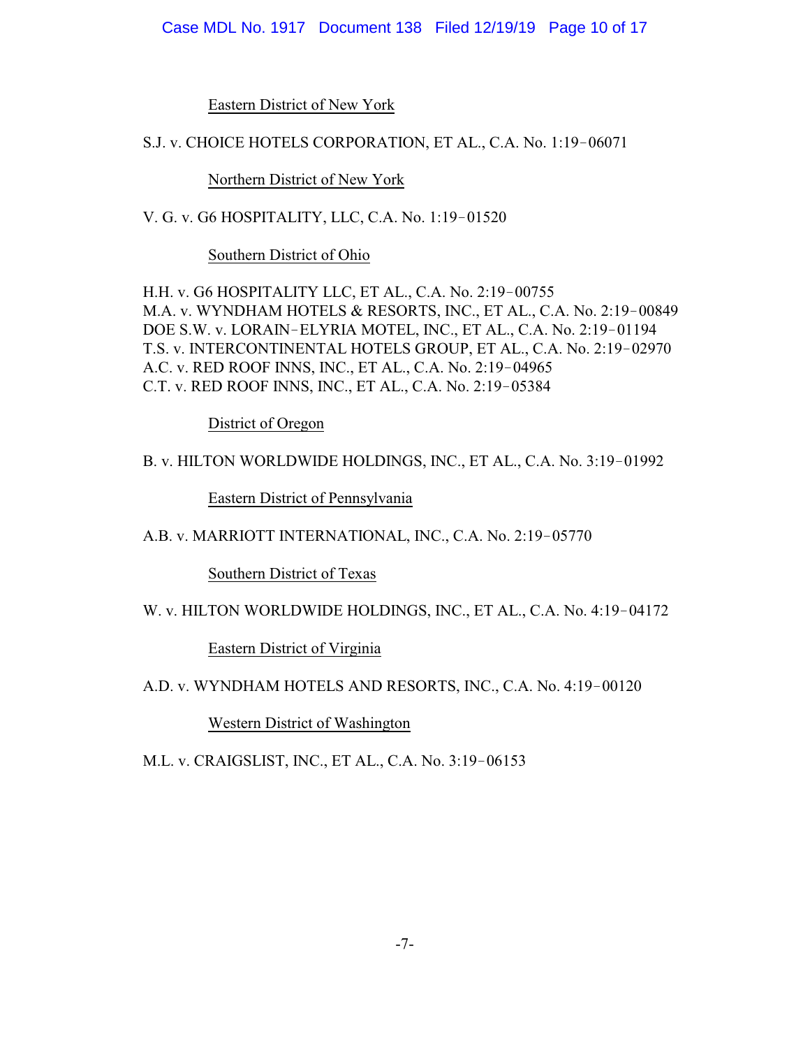Eastern District of New York

S.J. v. CHOICE HOTELS CORPORATION, ET AL., C.A. No. 1:19–06071

Northern District of New York

V. G. v. G6 HOSPITALITY, LLC, C.A. No. 1:19–01520

Southern District of Ohio

H.H. v. G6 HOSPITALITY LLC, ET AL., C.A. No. 2:19–00755
M.A. v. WYNDHAM HOTELS & RESORTS, INC., ET AL., C.A. No. 2:19–00849
DOE S.W. v. LORAIN–ELYRIA MOTEL, INC., ET AL., C.A. No. 2:19–01194
T.S. v. INTERCONTINENTAL HOTELS GROUP, ET AL., C.A. No. 2:19–02970
A.C. v. RED ROOF INNS, INC., ET AL., C.A. No. 2:19–04965
C.T. v. RED ROOF INNS, INC., ET AL., C.A. No. 2:19–05384

District of Oregon

B. v. HILTON WORLDWIDE HOLDINGS, INC., ET AL., C.A. No. 3:19–01992

Eastern District of Pennsylvania

A.B. v. MARRIOTT INTERNATIONAL, INC., C.A. No. 2:19–05770

Southern District of Texas

W. v. HILTON WORLDWIDE HOLDINGS, INC., ET AL., C.A. No. 4:19–04172

Eastern District of Virginia

A.D. v. WYNDHAM HOTELS AND RESORTS, INC., C.A. No. 4:19–00120

Western District of Washington

M.L. v. CRAIGSLIST, INC., ET AL., C.A. No. 3:19–06153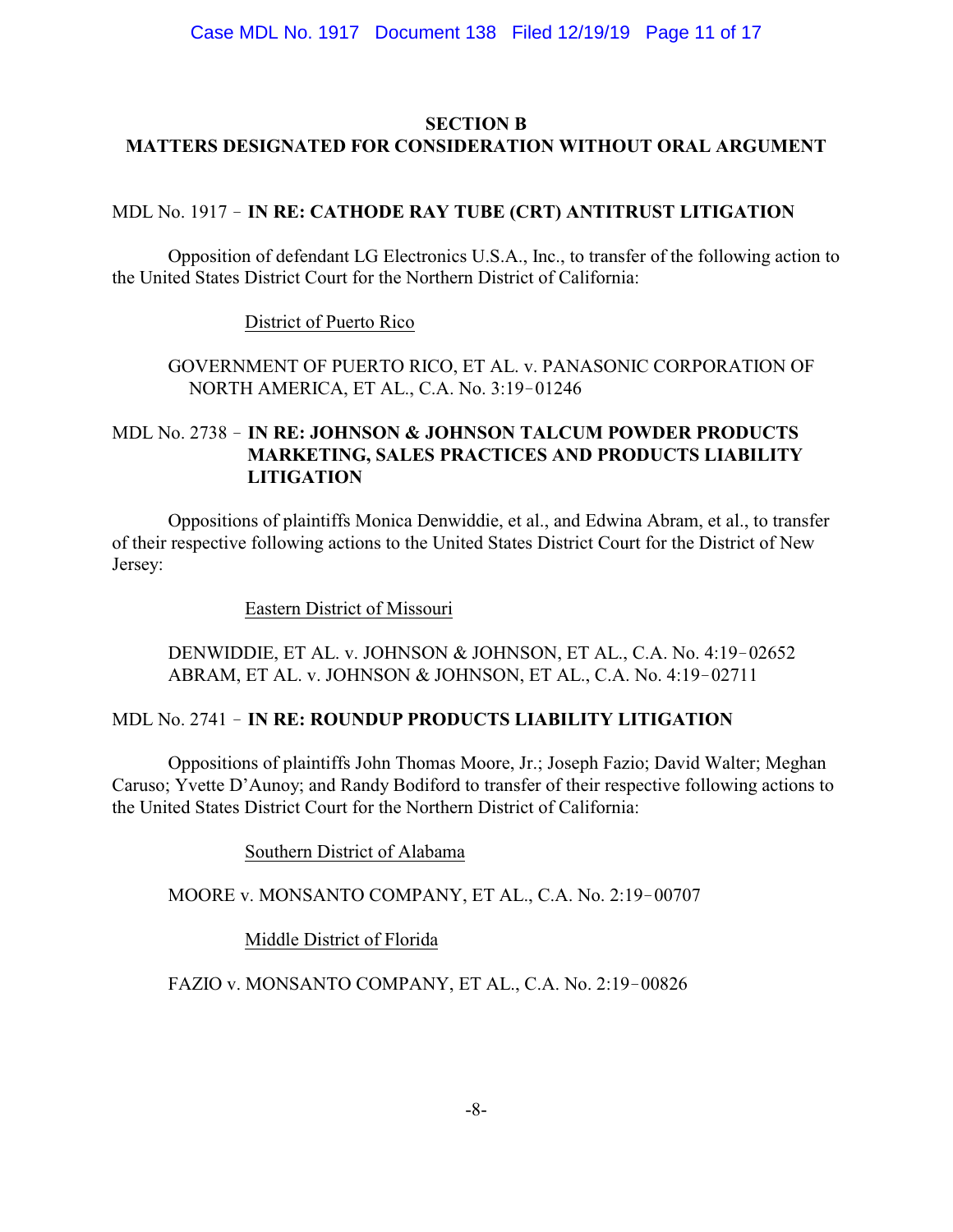## SECTION B
## MATTERS DESIGNATED FOR CONSIDERATION WITHOUT ORAL ARGUMENT

MDL No. 1917 – **IN RE: CATHODE RAY TUBE (CRT) ANTITRUST LITIGATION**

Opposition of defendant LG Electronics U.S.A., Inc., to transfer of the following action to the United States District Court for the Northern District of California:

District of Puerto Rico

GOVERNMENT OF PUERTO RICO, ET AL. v. PANASONIC CORPORATION OF NORTH AMERICA, ET AL., C.A. No. 3:19–01246

MDL No. 2738 – **IN RE: JOHNSON & JOHNSON TALCUM POWDER PRODUCTS MARKETING, SALES PRACTICES AND PRODUCTS LIABILITY LITIGATION**

Oppositions of plaintiffs Monica Denwiddie, et al., and Edwina Abram, et al., to transfer of their respective following actions to the United States District Court for the District of New Jersey:

Eastern District of Missouri

DENWIDDIE, ET AL. v. JOHNSON & JOHNSON, ET AL., C.A. No. 4:19–02652
ABRAM, ET AL. v. JOHNSON & JOHNSON, ET AL., C.A. No. 4:19–02711

MDL No. 2741 – **IN RE: ROUNDUP PRODUCTS LIABILITY LITIGATION**

Oppositions of plaintiffs John Thomas Moore, Jr.; Joseph Fazio; David Walter; Meghan Caruso; Yvette D'Aunoy; and Randy Bodiford to transfer of their respective following actions to the United States District Court for the Northern District of California:

Southern District of Alabama

MOORE v. MONSANTO COMPANY, ET AL., C.A. No. 2:19–00707

Middle District of Florida

FAZIO v. MONSANTO COMPANY, ET AL., C.A. No. 2:19–00826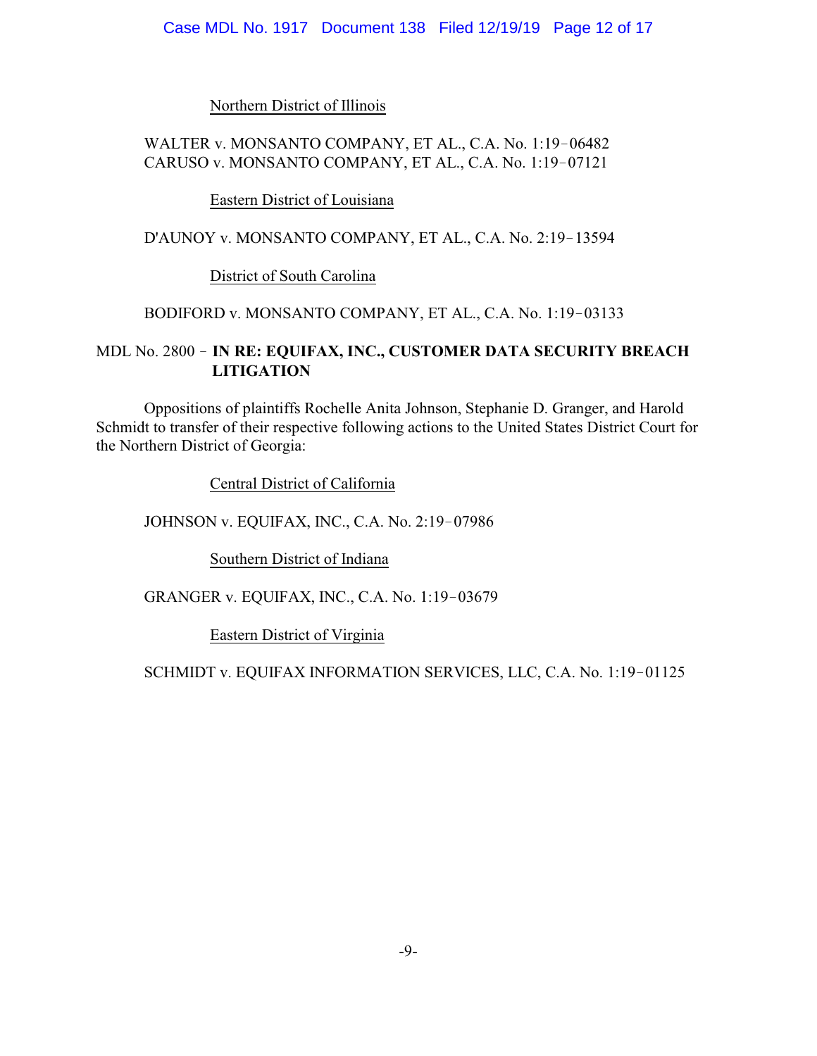Northern District of Illinois

WALTER v. MONSANTO COMPANY, ET AL., C.A. No. 1:19‑06482
CARUSO v. MONSANTO COMPANY, ET AL., C.A. No. 1:19‑07121

Eastern District of Louisiana

D'AUNOY v. MONSANTO COMPANY, ET AL., C.A. No. 2:19‑13594

District of South Carolina

BODIFORD v. MONSANTO COMPANY, ET AL., C.A. No. 1:19‑03133

MDL No. 2800 ‑ **IN RE: EQUIFAX, INC., CUSTOMER DATA SECURITY BREACH LITIGATION**

Oppositions of plaintiffs Rochelle Anita Johnson, Stephanie D. Granger, and Harold Schmidt to transfer of their respective following actions to the United States District Court for the Northern District of Georgia:

Central District of California

JOHNSON v. EQUIFAX, INC., C.A. No. 2:19‑07986

Southern District of Indiana

GRANGER v. EQUIFAX, INC., C.A. No. 1:19‑03679

Eastern District of Virginia

SCHMIDT v. EQUIFAX INFORMATION SERVICES, LLC, C.A. No. 1:19‑01125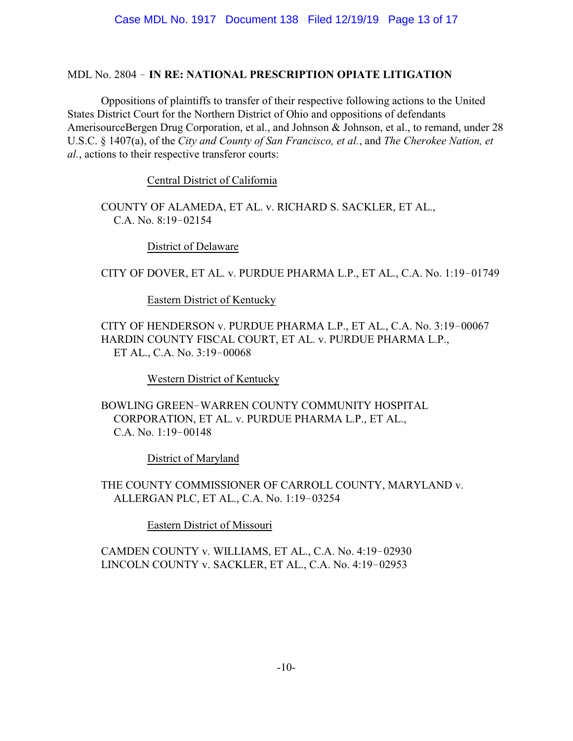MDL No. 2804 – **IN RE: NATIONAL PRESCRIPTION OPIATE LITIGATION**

Oppositions of plaintiffs to transfer of their respective following actions to the United States District Court for the Northern District of Ohio and oppositions of defendants AmerisourceBergen Drug Corporation, et al., and Johnson & Johnson, et al., to remand, under 28 U.S.C. § 1407(a), of the *City and County of San Francisco, et al.*, and *The Cherokee Nation, et al.*, actions to their respective transferor courts:

Central District of California

COUNTY OF ALAMEDA, ET AL. v. RICHARD S. SACKLER, ET AL., C.A. No. 8:19–02154

District of Delaware

CITY OF DOVER, ET AL. v. PURDUE PHARMA L.P., ET AL., C.A. No. 1:19–01749

Eastern District of Kentucky

CITY OF HENDERSON v. PURDUE PHARMA L.P., ET AL., C.A. No. 3:19–00067

HARDIN COUNTY FISCAL COURT, ET AL. v. PURDUE PHARMA L.P., ET AL., C.A. No. 3:19–00068

Western District of Kentucky

BOWLING GREEN–WARREN COUNTY COMMUNITY HOSPITAL CORPORATION, ET AL. v. PURDUE PHARMA L.P., ET AL., C.A. No. 1:19–00148

District of Maryland

THE COUNTY COMMISSIONER OF CARROLL COUNTY, MARYLAND v. ALLERGAN PLC, ET AL., C.A. No. 1:19–03254

Eastern District of Missouri

CAMDEN COUNTY v. WILLIAMS, ET AL., C.A. No. 4:19–02930

LINCOLN COUNTY v. SACKLER, ET AL., C.A. No. 4:19–02953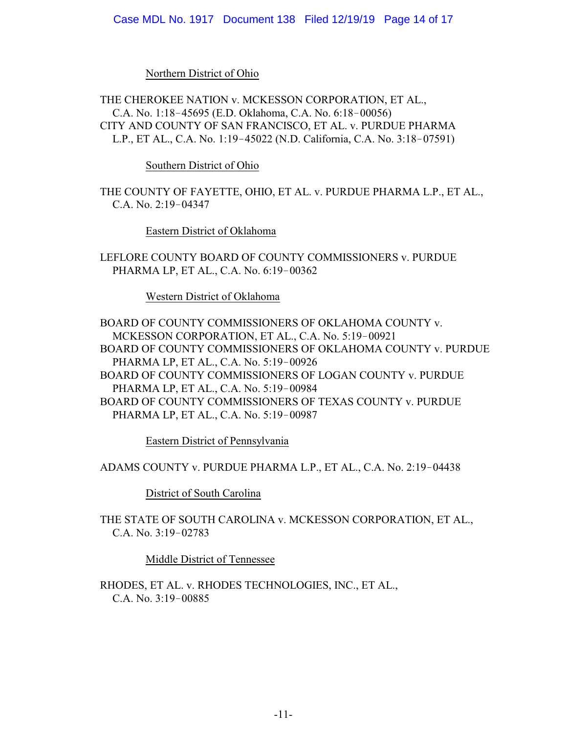Northern District of Ohio

THE CHEROKEE NATION v. MCKESSON CORPORATION, ET AL., C.A. No. 1:18‑45695 (E.D. Oklahoma, C.A. No. 6:18‑00056)

CITY AND COUNTY OF SAN FRANCISCO, ET AL. v. PURDUE PHARMA L.P., ET AL., C.A. No. 1:19‑45022 (N.D. California, C.A. No. 3:18‑07591)

Southern District of Ohio

THE COUNTY OF FAYETTE, OHIO, ET AL. v. PURDUE PHARMA L.P., ET AL., C.A. No. 2:19‑04347

Eastern District of Oklahoma

LEFLORE COUNTY BOARD OF COUNTY COMMISSIONERS v. PURDUE PHARMA LP, ET AL., C.A. No. 6:19‑00362

Western District of Oklahoma

BOARD OF COUNTY COMMISSIONERS OF OKLAHOMA COUNTY v. MCKESSON CORPORATION, ET AL., C.A. No. 5:19‑00921

BOARD OF COUNTY COMMISSIONERS OF OKLAHOMA COUNTY v. PURDUE PHARMA LP, ET AL., C.A. No. 5:19‑00926

BOARD OF COUNTY COMMISSIONERS OF LOGAN COUNTY v. PURDUE PHARMA LP, ET AL., C.A. No. 5:19‑00984

BOARD OF COUNTY COMMISSIONERS OF TEXAS COUNTY v. PURDUE PHARMA LP, ET AL., C.A. No. 5:19‑00987

Eastern District of Pennsylvania

ADAMS COUNTY v. PURDUE PHARMA L.P., ET AL., C.A. No. 2:19‑04438

District of South Carolina

THE STATE OF SOUTH CAROLINA v. MCKESSON CORPORATION, ET AL., C.A. No. 3:19‑02783

Middle District of Tennessee

RHODES, ET AL. v. RHODES TECHNOLOGIES, INC., ET AL., C.A. No. 3:19‑00885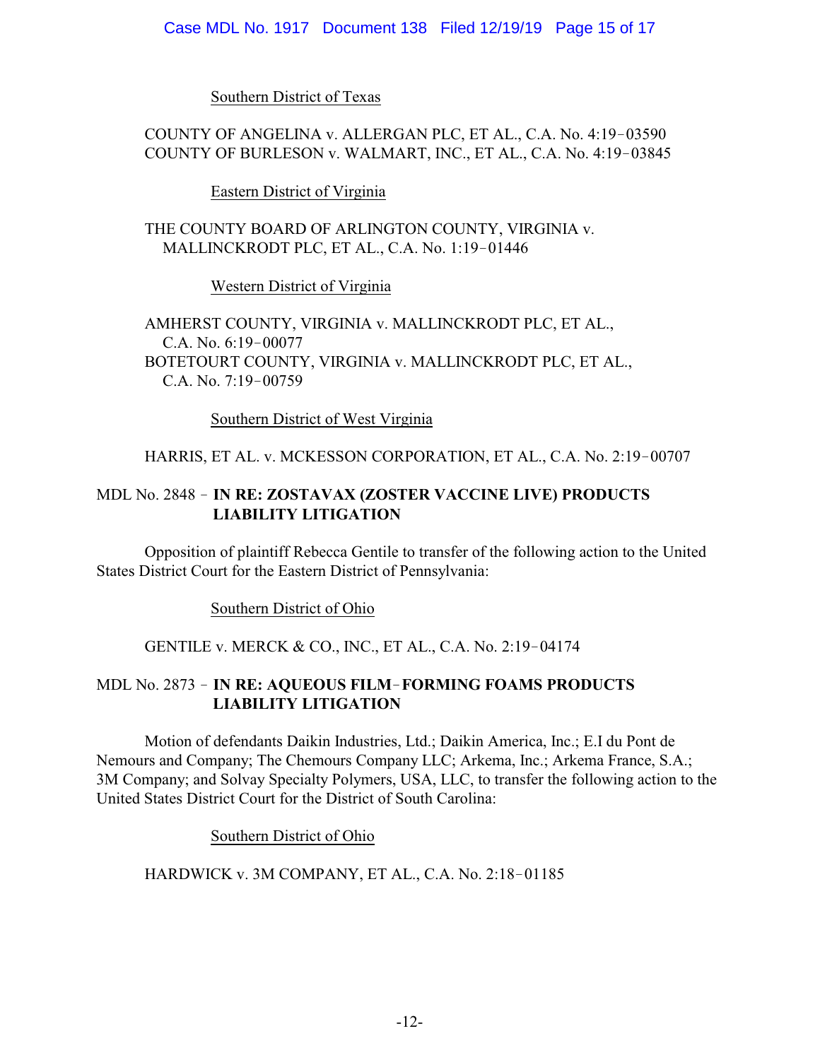Southern District of Texas

COUNTY OF ANGELINA v. ALLERGAN PLC, ET AL., C.A. No. 4:19‑03590
COUNTY OF BURLESON v. WALMART, INC., ET AL., C.A. No. 4:19‑03845

Eastern District of Virginia

THE COUNTY BOARD OF ARLINGTON COUNTY, VIRGINIA v. MALLINCKRODT PLC, ET AL., C.A. No. 1:19‑01446

Western District of Virginia

AMHERST COUNTY, VIRGINIA v. MALLINCKRODT PLC, ET AL., C.A. No. 6:19‑00077
BOTETOURT COUNTY, VIRGINIA v. MALLINCKRODT PLC, ET AL., C.A. No. 7:19‑00759

Southern District of West Virginia

HARRIS, ET AL. v. MCKESSON CORPORATION, ET AL., C.A. No. 2:19‑00707

MDL No. 2848 ‑ **IN RE: ZOSTAVAX (ZOSTER VACCINE LIVE) PRODUCTS LIABILITY LITIGATION**

Opposition of plaintiff Rebecca Gentile to transfer of the following action to the United States District Court for the Eastern District of Pennsylvania:

Southern District of Ohio

GENTILE v. MERCK & CO., INC., ET AL., C.A. No. 2:19‑04174

MDL No. 2873 ‑ **IN RE: AQUEOUS FILM‑FORMING FOAMS PRODUCTS LIABILITY LITIGATION**

Motion of defendants Daikin Industries, Ltd.; Daikin America, Inc.; E.I du Pont de Nemours and Company; The Chemours Company LLC; Arkema, Inc.; Arkema France, S.A.; 3M Company; and Solvay Specialty Polymers, USA, LLC, to transfer the following action to the United States District Court for the District of South Carolina:

Southern District of Ohio

HARDWICK v. 3M COMPANY, ET AL., C.A. No. 2:18‑01185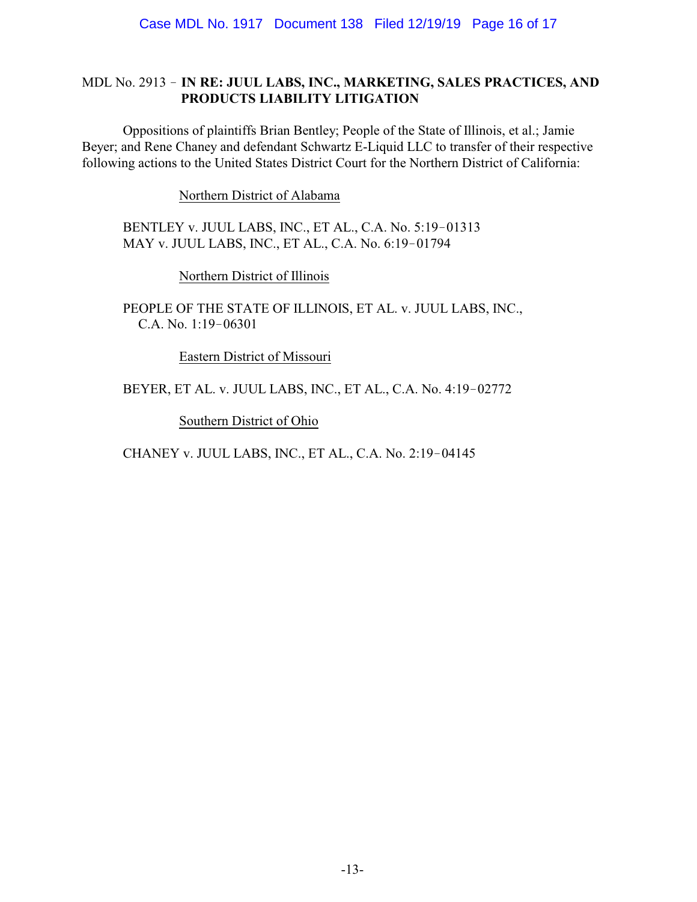MDL No. 2913 – **IN RE: JUUL LABS, INC., MARKETING, SALES PRACTICES, AND PRODUCTS LIABILITY LITIGATION**

Oppositions of plaintiffs Brian Bentley; People of the State of Illinois, et al.; Jamie Beyer; and Rene Chaney and defendant Schwartz E-Liquid LLC to transfer of their respective following actions to the United States District Court for the Northern District of California:

Northern District of Alabama

BENTLEY v. JUUL LABS, INC., ET AL., C.A. No. 5:19–01313
MAY v. JUUL LABS, INC., ET AL., C.A. No. 6:19–01794

Northern District of Illinois

PEOPLE OF THE STATE OF ILLINOIS, ET AL. v. JUUL LABS, INC., C.A. No. 1:19–06301

Eastern District of Missouri

BEYER, ET AL. v. JUUL LABS, INC., ET AL., C.A. No. 4:19–02772

Southern District of Ohio

CHANEY v. JUUL LABS, INC., ET AL., C.A. No. 2:19–04145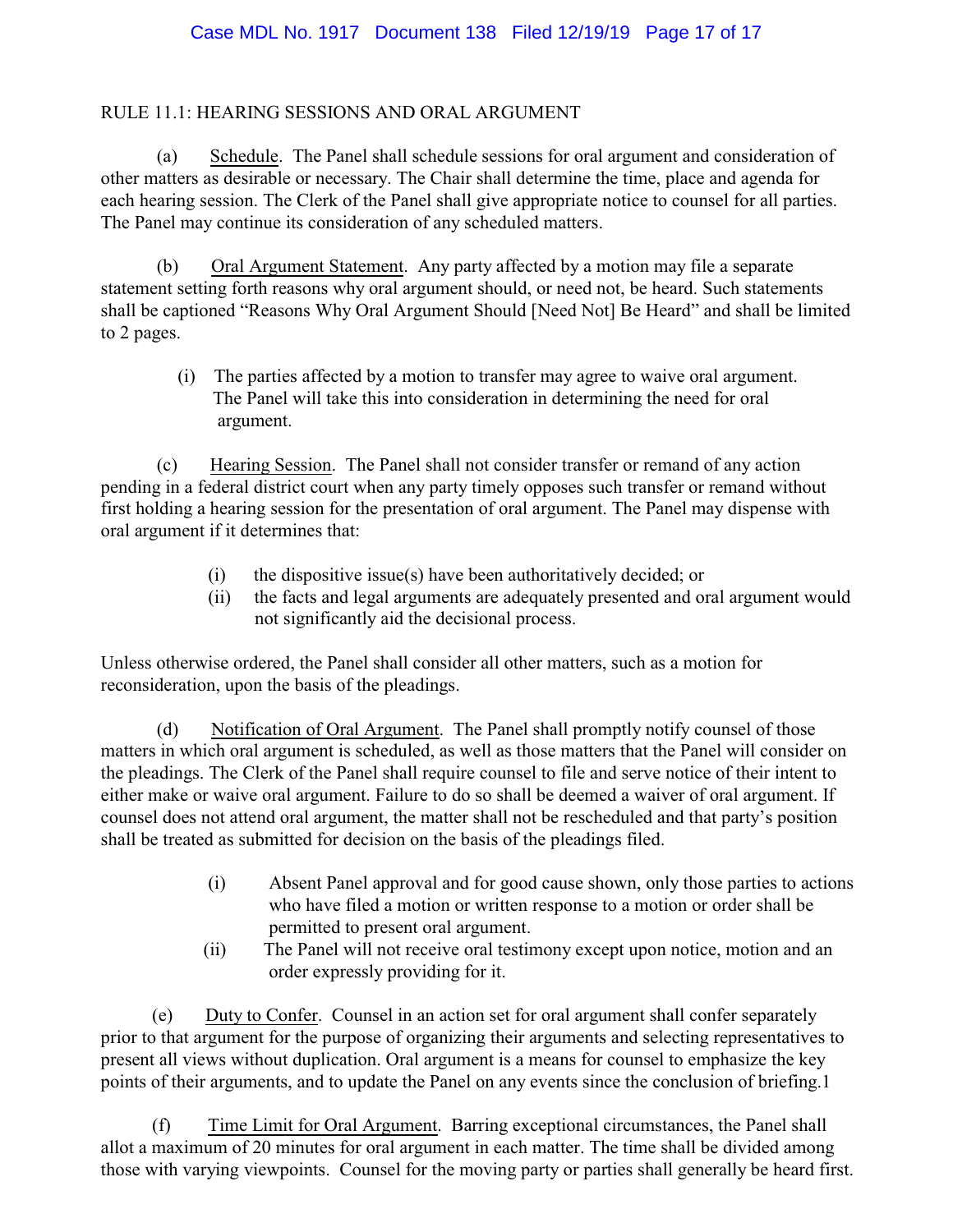RULE 11.1: HEARING SESSIONS AND ORAL ARGUMENT

(a) Schedule. The Panel shall schedule sessions for oral argument and consideration of other matters as desirable or necessary. The Chair shall determine the time, place and agenda for each hearing session. The Clerk of the Panel shall give appropriate notice to counsel for all parties. The Panel may continue its consideration of any scheduled matters.

(b) Oral Argument Statement. Any party affected by a motion may file a separate statement setting forth reasons why oral argument should, or need not, be heard. Such statements shall be captioned "Reasons Why Oral Argument Should [Need Not] Be Heard" and shall be limited to 2 pages.

> (i) The parties affected by a motion to transfer may agree to waive oral argument. The Panel will take this into consideration in determining the need for oral argument.

(c) Hearing Session. The Panel shall not consider transfer or remand of any action pending in a federal district court when any party timely opposes such transfer or remand without first holding a hearing session for the presentation of oral argument. The Panel may dispense with oral argument if it determines that:

> (i) the dispositive issue(s) have been authoritatively decided; or
> (ii) the facts and legal arguments are adequately presented and oral argument would not significantly aid the decisional process.

Unless otherwise ordered, the Panel shall consider all other matters, such as a motion for reconsideration, upon the basis of the pleadings.

(d) Notification of Oral Argument. The Panel shall promptly notify counsel of those matters in which oral argument is scheduled, as well as those matters that the Panel will consider on the pleadings. The Clerk of the Panel shall require counsel to file and serve notice of their intent to either make or waive oral argument. Failure to do so shall be deemed a waiver of oral argument. If counsel does not attend oral argument, the matter shall not be rescheduled and that party's position shall be treated as submitted for decision on the basis of the pleadings filed.

> (i) Absent Panel approval and for good cause shown, only those parties to actions who have filed a motion or written response to a motion or order shall be permitted to present oral argument.
> (ii) The Panel will not receive oral testimony except upon notice, motion and an order expressly providing for it.

(e) Duty to Confer. Counsel in an action set for oral argument shall confer separately prior to that argument for the purpose of organizing their arguments and selecting representatives to present all views without duplication. Oral argument is a means for counsel to emphasize the key points of their arguments, and to update the Panel on any events since the conclusion of briefing.1

(f) Time Limit for Oral Argument. Barring exceptional circumstances, the Panel shall allot a maximum of 20 minutes for oral argument in each matter. The time shall be divided among those with varying viewpoints. Counsel for the moving party or parties shall generally be heard first.